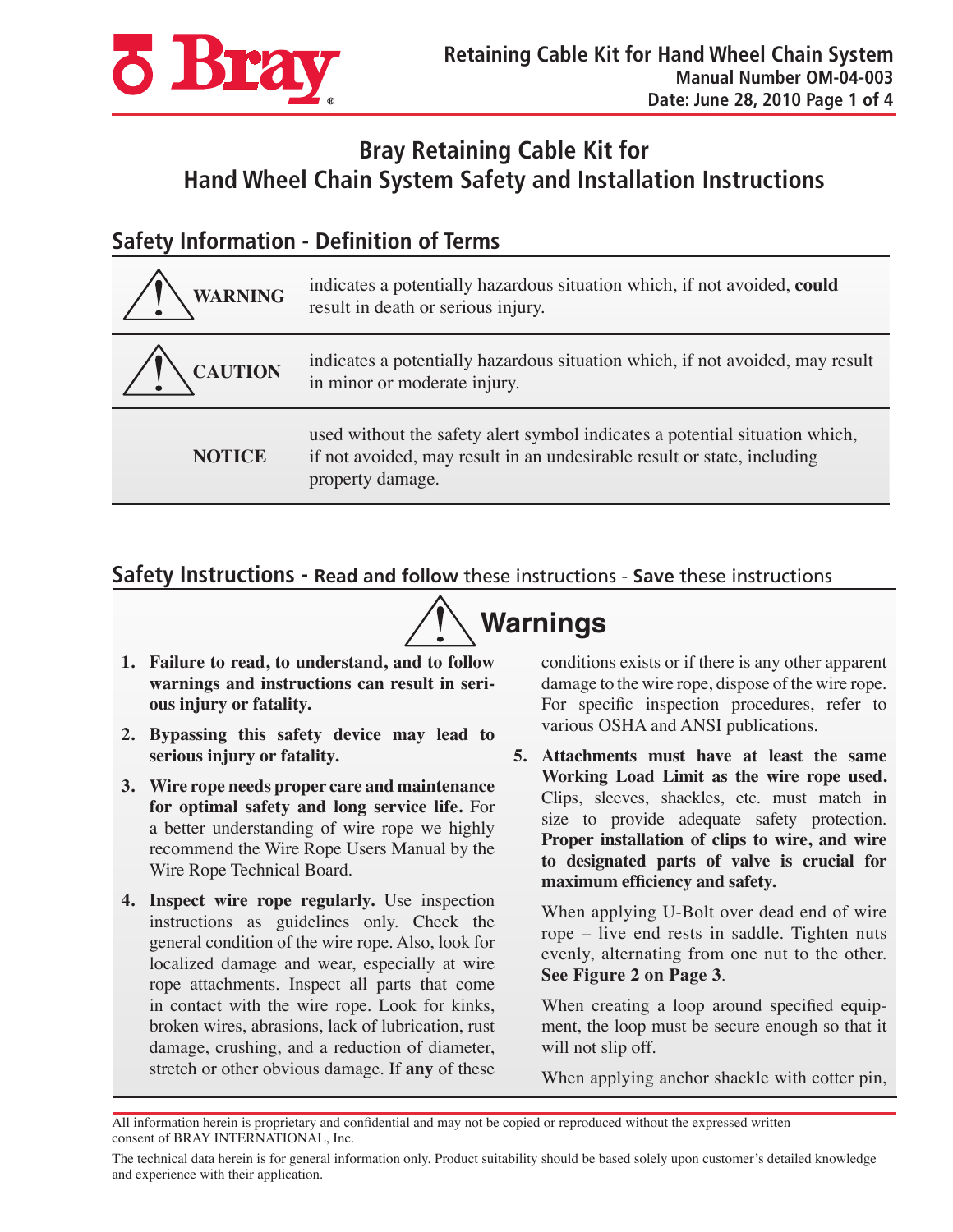# Bray Retaining Cable Kit for Hand Wheel Chain System Safety and Installation Instructions

## Safety Information - Definition of Terms

| | |
|---|---|
| **WARNING** | indicates a potentially hazardous situation which, if not avoided, **could** result in death or serious injury. |
| **CAUTION** | indicates a potentially hazardous situation which, if not avoided, may result in minor or moderate injury. |
| **NOTICE** | used without the safety alert symbol indicates a potential situation which, if not avoided, may result in an undesirable result or state, including property damage. |

## Safety Instructions - **Read and follow** these instructions - **Save** these instructions

### Warnings

1. **Failure to read, to understand, and to follow warnings and instructions can result in serious injury or fatality.**
2. **Bypassing this safety device may lead to serious injury or fatality.**
3. **Wire rope needs proper care and maintenance for optimal safety and long service life.** For a better understanding of wire rope we highly recommend the Wire Rope Users Manual by the Wire Rope Technical Board.
4. **Inspect wire rope regularly.** Use inspection instructions as guidelines only. Check the general condition of the wire rope. Also, look for localized damage and wear, especially at wire rope attachments. Inspect all parts that come in contact with the wire rope. Look for kinks, broken wires, abrasions, lack of lubrication, rust damage, crushing, and a reduction of diameter, stretch or other obvious damage. If **any** of these conditions exists or if there is any other apparent damage to the wire rope, dispose of the wire rope. For specific inspection procedures, refer to various OSHA and ANSI publications.
5. **Attachments must have at least the same Working Load Limit as the wire rope used.** Clips, sleeves, shackles, etc. must match in size to provide adequate safety protection. **Proper installation of clips to wire, and wire to designated parts of valve is crucial for maximum efficiency and safety.**

   When applying U-Bolt over dead end of wire rope – live end rests in saddle. Tighten nuts evenly, alternating from one nut to the other. **See Figure 2 on Page 3**.

   When creating a loop around specified equipment, the loop must be secure enough so that it will not slip off.

   When applying anchor shackle with cotter pin,

All information herein is proprietary and confidential and may not be copied or reproduced without the expressed written consent of BRAY INTERNATIONAL, Inc.

The technical data herein is for general information only. Product suitability should be based solely upon customer's detailed knowledge and experience with their application.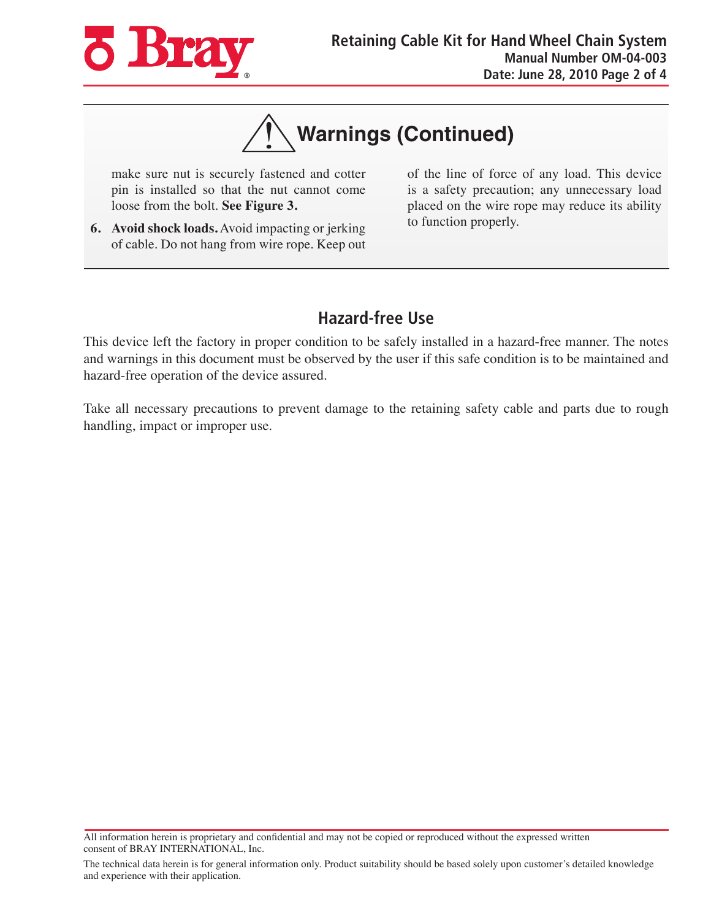## Warnings (Continued)

make sure nut is securely fastened and cotter pin is installed so that the nut cannot come loose from the bolt. **See Figure 3.**

6. **Avoid shock loads.** Avoid impacting or jerking of cable. Do not hang from wire rope. Keep out of the line of force of any load. This device is a safety precaution; any unnecessary load placed on the wire rope may reduce its ability to function properly.

## Hazard-free Use

This device left the factory in proper condition to be safely installed in a hazard-free manner. The notes and warnings in this document must be observed by the user if this safe condition is to be maintained and hazard-free operation of the device assured.

Take all necessary precautions to prevent damage to the retaining safety cable and parts due to rough handling, impact or improper use.

All information herein is proprietary and confidential and may not be copied or reproduced without the expressed written consent of BRAY INTERNATIONAL, Inc.

The technical data herein is for general information only. Product suitability should be based solely upon customer's detailed knowledge and experience with their application.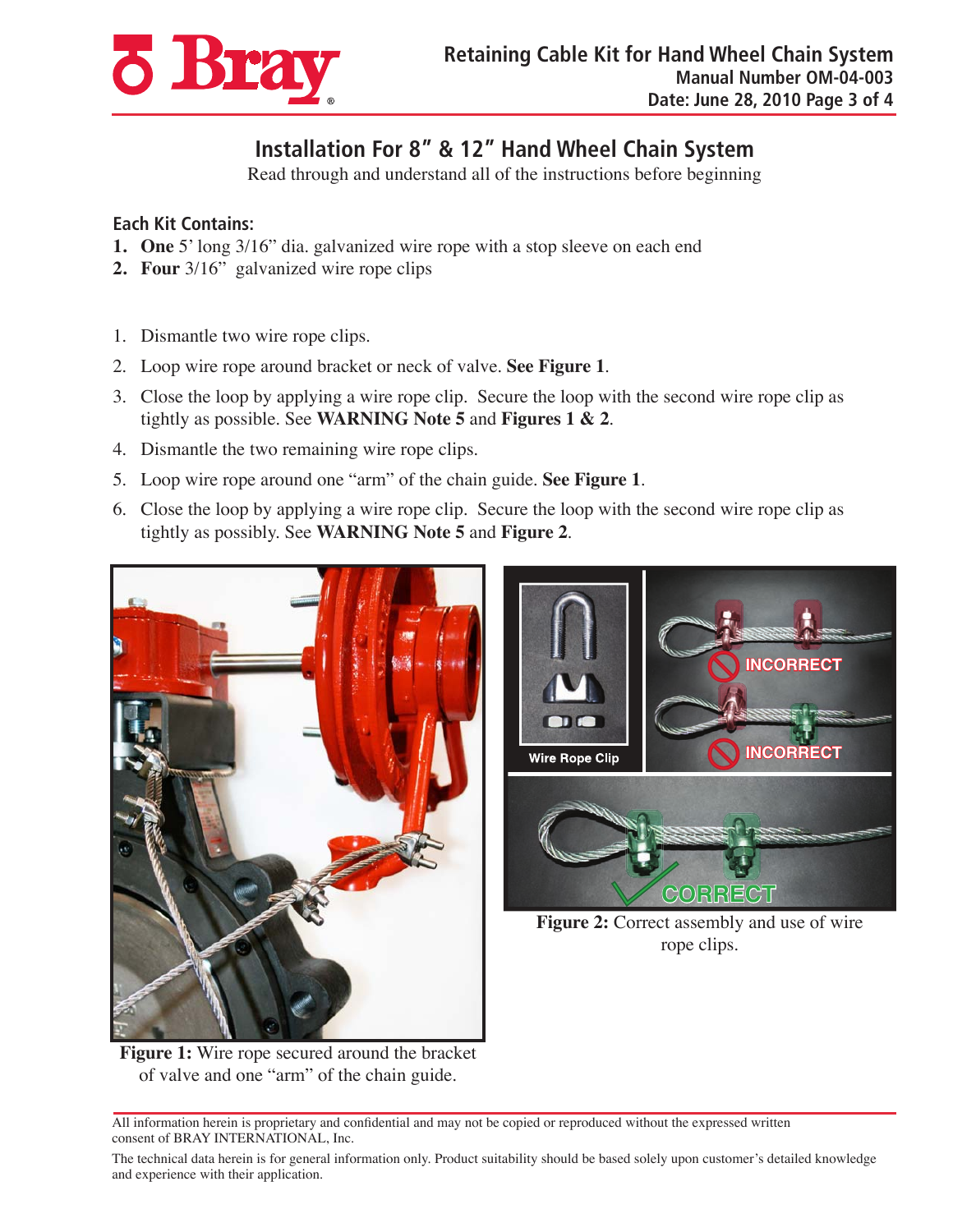# Installation For 8" & 12" Hand Wheel Chain System

Read through and understand all of the instructions before beginning

### Each Kit Contains:

1. **One** 5' long 3/16" dia. galvanized wire rope with a stop sleeve on each end
2. **Four** 3/16" galvanized wire rope clips

1. Dismantle two wire rope clips.
2. Loop wire rope around bracket or neck of valve. **See Figure 1**.
3. Close the loop by applying a wire rope clip. Secure the loop with the second wire rope clip as tightly as possible. See **WARNING Note 5** and **Figures 1 & 2**.
4. Dismantle the two remaining wire rope clips.
5. Loop wire rope around one "arm" of the chain guide. **See Figure 1**.
6. Close the loop by applying a wire rope clip. Secure the loop with the second wire rope clip as tightly as possibly. See **WARNING Note 5** and **Figure 2**.

**Figure 1:** Wire rope secured around the bracket of valve and one "arm" of the chain guide.

**Figure 2:** Correct assembly and use of wire rope clips.

All information herein is proprietary and confidential and may not be copied or reproduced without the expressed written consent of BRAY INTERNATIONAL, Inc.

The technical data herein is for general information only. Product suitability should be based solely upon customer's detailed knowledge and experience with their application.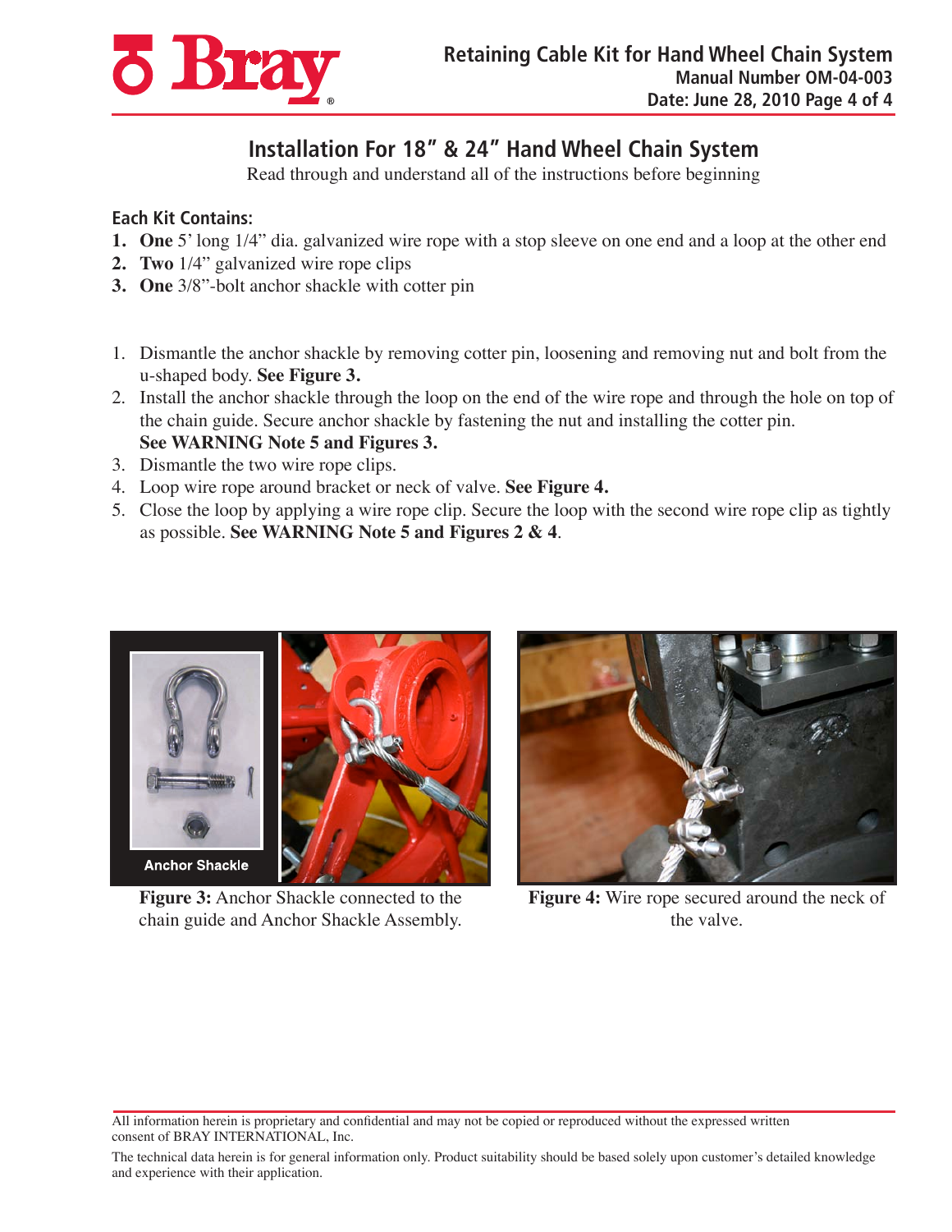## Installation For 18" & 24" Hand Wheel Chain System

Read through and understand all of the instructions before beginning

### Each Kit Contains:

1. **One** 5' long 1/4" dia. galvanized wire rope with a stop sleeve on one end and a loop at the other end
2. **Two** 1/4" galvanized wire rope clips
3. **One** 3/8"-bolt anchor shackle with cotter pin

1. Dismantle the anchor shackle by removing cotter pin, loosening and removing nut and bolt from the u-shaped body. **See Figure 3.**
2. Install the anchor shackle through the loop on the end of the wire rope and through the hole on top of the chain guide. Secure anchor shackle by fastening the nut and installing the cotter pin. **See WARNING Note 5 and Figures 3.**
3. Dismantle the two wire rope clips.
4. Loop wire rope around bracket or neck of valve. **See Figure 4.**
5. Close the loop by applying a wire rope clip. Secure the loop with the second wire rope clip as tightly as possible. **See WARNING Note 5 and Figures 2 & 4**.

Anchor Shackle

**Figure 3:** Anchor Shackle connected to the chain guide and Anchor Shackle Assembly.

**Figure 4:** Wire rope secured around the neck of the valve.

All information herein is proprietary and confidential and may not be copied or reproduced without the expressed written consent of BRAY INTERNATIONAL, Inc.

The technical data herein is for general information only. Product suitability should be based solely upon customer's detailed knowledge and experience with their application.